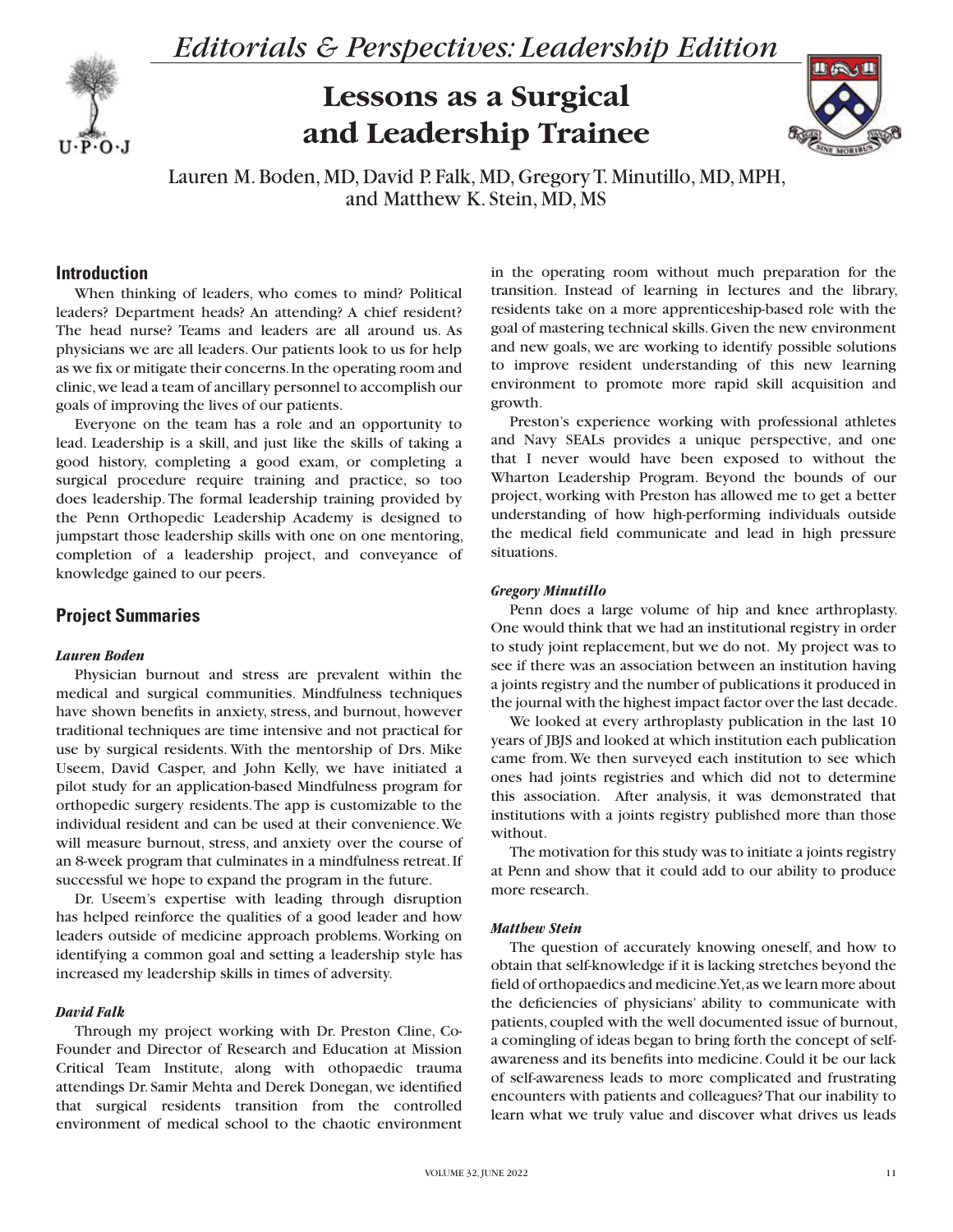*Editorials & Perspectives: Leadership Edition*

# Lessons as a Surgical and Leadership Trainee

Lauren M. Boden, MD, David P. Falk, MD, Gregory T. Minutillo, MD, MPH, and Matthew K. Stein, MD, MS

## Introduction

When thinking of leaders, who comes to mind? Political leaders? Department heads? An attending? A chief resident? The head nurse? Teams and leaders are all around us. As physicians we are all leaders. Our patients look to us for help as we fix or mitigate their concerns. In the operating room and clinic, we lead a team of ancillary personnel to accomplish our goals of improving the lives of our patients.

Everyone on the team has a role and an opportunity to lead. Leadership is a skill, and just like the skills of taking a good history, completing a good exam, or completing a surgical procedure require training and practice, so too does leadership. The formal leadership training provided by the Penn Orthopedic Leadership Academy is designed to jumpstart those leadership skills with one on one mentoring, completion of a leadership project, and conveyance of knowledge gained to our peers.

## Project Summaries

### *Lauren Boden*

Physician burnout and stress are prevalent within the medical and surgical communities. Mindfulness techniques have shown benefits in anxiety, stress, and burnout, however traditional techniques are time intensive and not practical for use by surgical residents. With the mentorship of Drs. Mike Useem, David Casper, and John Kelly, we have initiated a pilot study for an application-based Mindfulness program for orthopedic surgery residents. The app is customizable to the individual resident and can be used at their convenience. We will measure burnout, stress, and anxiety over the course of an 8-week program that culminates in a mindfulness retreat. If successful we hope to expand the program in the future.

Dr. Useem's expertise with leading through disruption has helped reinforce the qualities of a good leader and how leaders outside of medicine approach problems. Working on identifying a common goal and setting a leadership style has increased my leadership skills in times of adversity.

### *David Falk*

Through my project working with Dr. Preston Cline, Co-Founder and Director of Research and Education at Mission Critical Team Institute, along with othopaedic trauma attendings Dr. Samir Mehta and Derek Donegan, we identified that surgical residents transition from the controlled environment of medical school to the chaotic environment in the operating room without much preparation for the transition. Instead of learning in lectures and the library, residents take on a more apprenticeship-based role with the goal of mastering technical skills. Given the new environment and new goals, we are working to identify possible solutions to improve resident understanding of this new learning environment to promote more rapid skill acquisition and growth.

Preston's experience working with professional athletes and Navy SEALs provides a unique perspective, and one that I never would have been exposed to without the Wharton Leadership Program. Beyond the bounds of our project, working with Preston has allowed me to get a better understanding of how high-performing individuals outside the medical field communicate and lead in high pressure situations.

### *Gregory Minutillo*

Penn does a large volume of hip and knee arthroplasty. One would think that we had an institutional registry in order to study joint replacement, but we do not. My project was to see if there was an association between an institution having a joints registry and the number of publications it produced in the journal with the highest impact factor over the last decade.

We looked at every arthroplasty publication in the last 10 years of JBJS and looked at which institution each publication came from. We then surveyed each institution to see which ones had joints registries and which did not to determine this association. After analysis, it was demonstrated that institutions with a joints registry published more than those without.

The motivation for this study was to initiate a joints registry at Penn and show that it could add to our ability to produce more research.

### *Matthew Stein*

The question of accurately knowing oneself, and how to obtain that self-knowledge if it is lacking stretches beyond the field of orthopaedics and medicine. Yet, as we learn more about the deficiencies of physicians' ability to communicate with patients, coupled with the well documented issue of burnout, a comingling of ideas began to bring forth the concept of self-awareness and its benefits into medicine. Could it be our lack of self-awareness leads to more complicated and frustrating encounters with patients and colleagues? That our inability to learn what we truly value and discover what drives us leads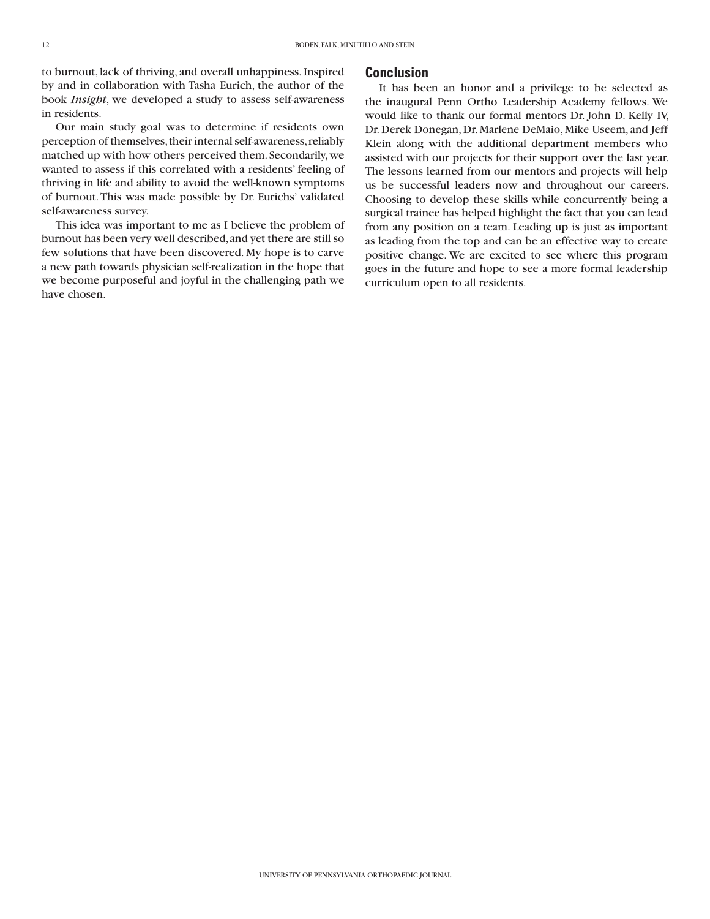to burnout, lack of thriving, and overall unhappiness. Inspired by and in collaboration with Tasha Eurich, the author of the book *Insight*, we developed a study to assess self-awareness in residents.

Our main study goal was to determine if residents own perception of themselves, their internal self-awareness, reliably matched up with how others perceived them. Secondarily, we wanted to assess if this correlated with a residents' feeling of thriving in life and ability to avoid the well-known symptoms of burnout. This was made possible by Dr. Eurichs' validated self-awareness survey.

This idea was important to me as I believe the problem of burnout has been very well described, and yet there are still so few solutions that have been discovered. My hope is to carve a new path towards physician self-realization in the hope that we become purposeful and joyful in the challenging path we have chosen.

## Conclusion

It has been an honor and a privilege to be selected as the inaugural Penn Ortho Leadership Academy fellows. We would like to thank our formal mentors Dr. John D. Kelly IV, Dr. Derek Donegan, Dr. Marlene DeMaio, Mike Useem, and Jeff Klein along with the additional department members who assisted with our projects for their support over the last year. The lessons learned from our mentors and projects will help us be successful leaders now and throughout our careers. Choosing to develop these skills while concurrently being a surgical trainee has helped highlight the fact that you can lead from any position on a team. Leading up is just as important as leading from the top and can be an effective way to create positive change. We are excited to see where this program goes in the future and hope to see a more formal leadership curriculum open to all residents.